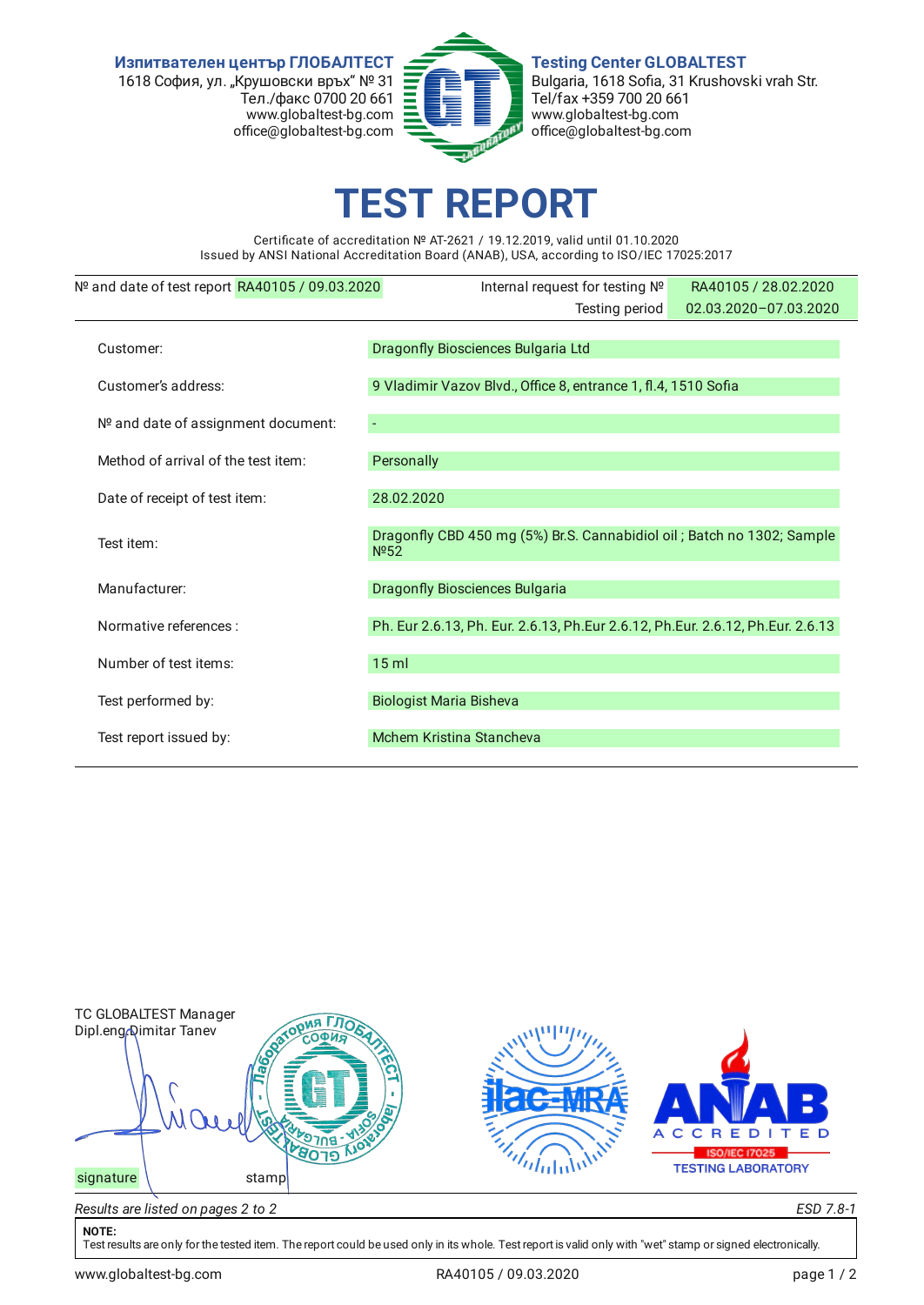**Изпитвателен център ГЛОБАЛТЕСТ**
1618 София, ул. „Крушовски връх“ № 31
Тел./факс 0700 20 661
www.globaltest-bg.com
office@globaltest-bg.com

**Testing Center GLOBALTEST**
Bulgaria, 1618 Sofia, 31 Krushovski vrah Str.
Tel/fax +359 700 20 661
www.globaltest-bg.com
office@globaltest-bg.com

# TEST REPORT

Certificate of accreditation № AT-2621 / 19.12.2019, valid until 01.10.2020
Issued by ANSI National Accreditation Board (ANAB), USA, according to ISO/IEC 17025:2017

| | | | |
|---|---|---|---|
| № and date of test report | RA40105 / 09.03.2020 | Internal request for testing № | RA40105 / 28.02.2020 |
| | | Testing period | 02.03.2020–07.03.2020 |

| | |
|---|---|
| Customer: | Dragonfly Biosciences Bulgaria Ltd |
| Customer's address: | 9 Vladimir Vazov Blvd., Office 8, entrance 1, fl.4, 1510 Sofia |
| № and date of assignment document: | - |
| Method of arrival of the test item: | Personally |
| Date of receipt of test item: | 28.02.2020 |
| Test item: | Dragonfly CBD 450 mg (5%) Br.S. Cannabidiol oil ; Batch no 1302; Sample №52 |
| Manufacturer: | Dragonfly Biosciences Bulgaria |
| Normative references : | Ph. Eur 2.6.13, Ph. Eur. 2.6.13, Ph.Eur 2.6.12, Ph.Eur. 2.6.12, Ph.Eur. 2.6.13 |
| Number of test items: | 15 ml |
| Test performed by: | Biologist Maria Bisheva |
| Test report issued by: | Mchem Kristina Stancheva |

TC GLOBALTEST Manager
Dipl.eng Dimitar Tanev

signature stamp

*Results are listed on pages 2 to 2* *ESD 7.8-1*

**NOTE:**
Test results are only for the tested item. The report could be used only in its whole. Test report is valid only with "wet" stamp or signed electronically.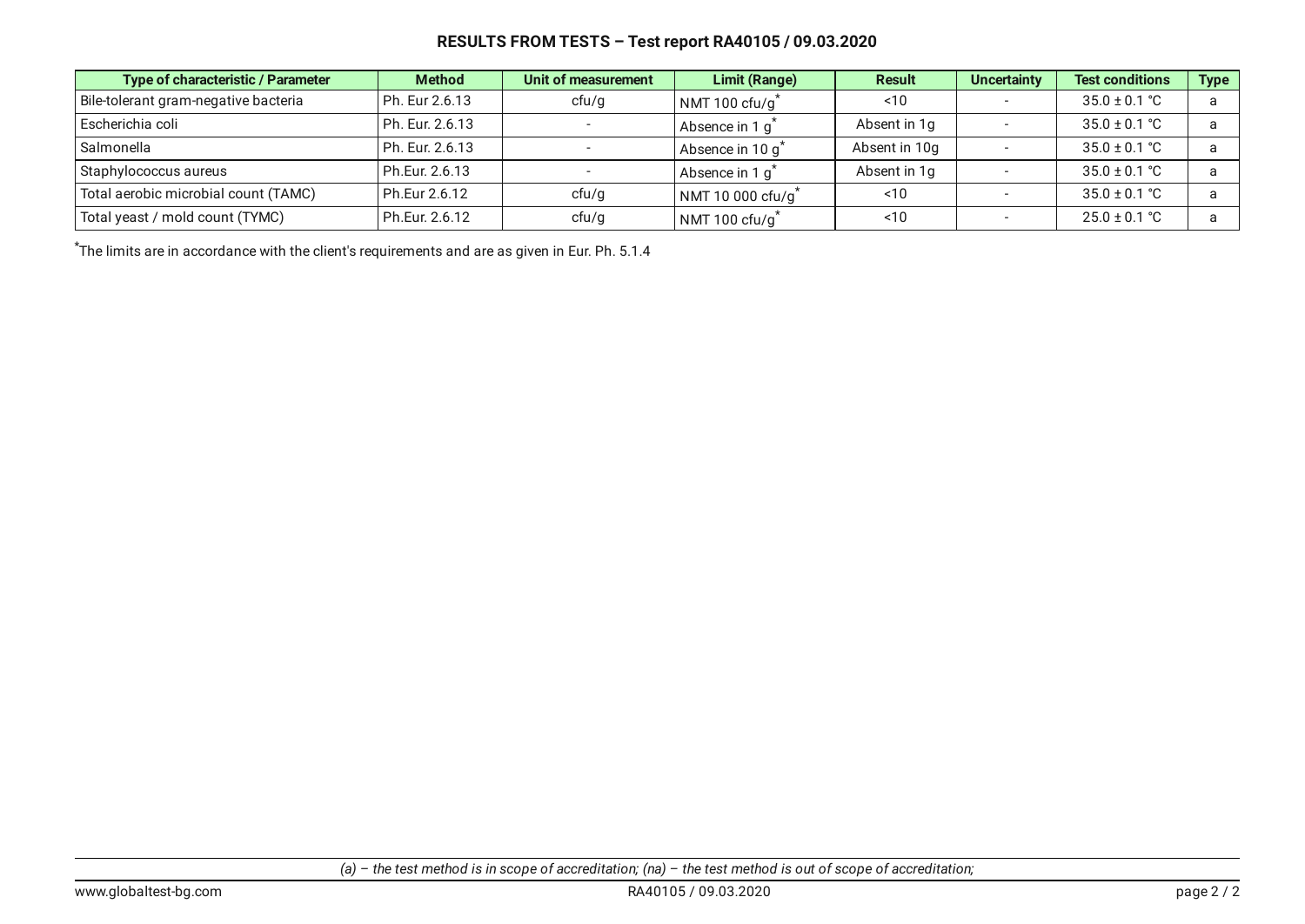## RESULTS FROM TESTS – Test report RA40105 / 09.03.2020

| Type of characteristic / Parameter | Method | Unit of measurement | Limit (Range) | Result | Uncertainty | Test conditions | Type |
|---|---|---|---|---|---|---|---|
| Bile-tolerant gram-negative bacteria | Ph. Eur 2.6.13 | cfu/g | NMT 100 cfu/g* | <10 | - | 35.0 ± 0.1 °C | a |
| Escherichia coli | Ph. Eur. 2.6.13 | - | Absence in 1 g* | Absent in 1g | - | 35.0 ± 0.1 °C | a |
| Salmonella | Ph. Eur. 2.6.13 | - | Absence in 10 g* | Absent in 10g | - | 35.0 ± 0.1 °C | a |
| Staphylococcus aureus | Ph.Eur. 2.6.13 | - | Absence in 1 g* | Absent in 1g | - | 35.0 ± 0.1 °C | a |
| Total aerobic microbial count (TAMC) | Ph.Eur 2.6.12 | cfu/g | NMT 10 000 cfu/g* | <10 | - | 35.0 ± 0.1 °C | a |
| Total yeast / mold count (TYMC) | Ph.Eur. 2.6.12 | cfu/g | NMT 100 cfu/g* | <10 | - | 25.0 ± 0.1 °C | a |

*The limits are in accordance with the client's requirements and are as given in Eur. Ph. 5.1.4

*(a) – the test method is in scope of accreditation; (na) – the test method is out of scope of accreditation;*